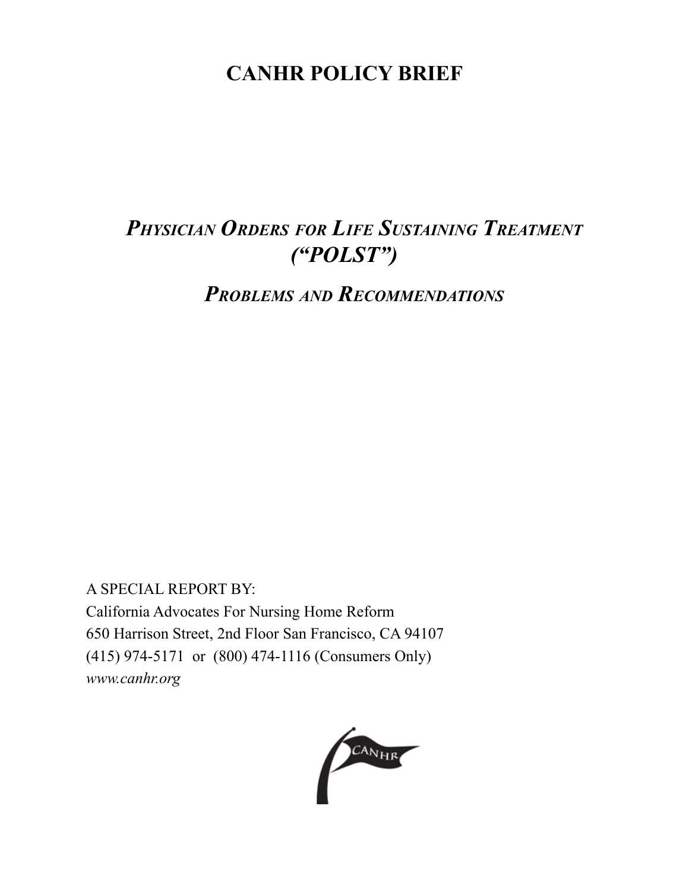# CANHR POLICY BRIEF

## *Physician Orders for Life Sustaining Treatment ("POLST")*

### *Problems and Recommendations*

A SPECIAL REPORT BY:
California Advocates For Nursing Home Reform
650 Harrison Street, 2nd Floor San Francisco, CA 94107
(415) 974-5171 or (800) 474-1116 (Consumers Only)
*www.canhr.org*

CANHR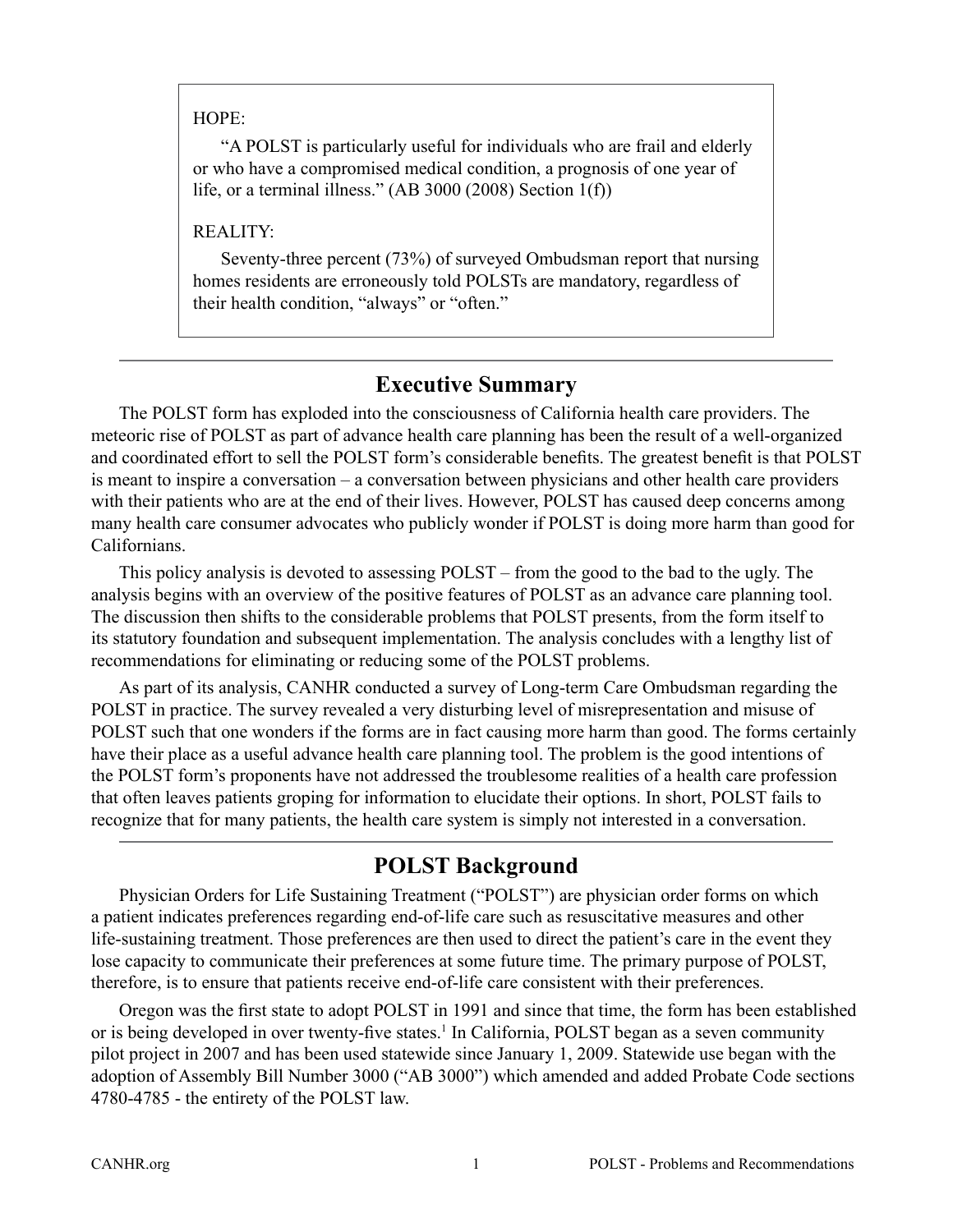> HOPE:
>
> "A POLST is particularly useful for individuals who are frail and elderly or who have a compromised medical condition, a prognosis of one year of life, or a terminal illness." (AB 3000 (2008) Section 1(f))
>
> REALITY:
>
> Seventy-three percent (73%) of surveyed Ombudsman report that nursing homes residents are erroneously told POLSTs are mandatory, regardless of their health condition, "always" or "often."

## Executive Summary

The POLST form has exploded into the consciousness of California health care providers. The meteoric rise of POLST as part of advance health care planning has been the result of a well-organized and coordinated effort to sell the POLST form's considerable benefits. The greatest benefit is that POLST is meant to inspire a conversation – a conversation between physicians and other health care providers with their patients who are at the end of their lives. However, POLST has caused deep concerns among many health care consumer advocates who publicly wonder if POLST is doing more harm than good for Californians.

This policy analysis is devoted to assessing POLST – from the good to the bad to the ugly. The analysis begins with an overview of the positive features of POLST as an advance care planning tool. The discussion then shifts to the considerable problems that POLST presents, from the form itself to its statutory foundation and subsequent implementation. The analysis concludes with a lengthy list of recommendations for eliminating or reducing some of the POLST problems.

As part of its analysis, CANHR conducted a survey of Long-term Care Ombudsman regarding the POLST in practice. The survey revealed a very disturbing level of misrepresentation and misuse of POLST such that one wonders if the forms are in fact causing more harm than good. The forms certainly have their place as a useful advance health care planning tool. The problem is the good intentions of the POLST form's proponents have not addressed the troublesome realities of a health care profession that often leaves patients groping for information to elucidate their options. In short, POLST fails to recognize that for many patients, the health care system is simply not interested in a conversation.

## POLST Background

Physician Orders for Life Sustaining Treatment ("POLST") are physician order forms on which a patient indicates preferences regarding end-of-life care such as resuscitative measures and other life-sustaining treatment. Those preferences are then used to direct the patient's care in the event they lose capacity to communicate their preferences at some future time. The primary purpose of POLST, therefore, is to ensure that patients receive end-of-life care consistent with their preferences.

Oregon was the first state to adopt POLST in 1991 and since that time, the form has been established or is being developed in over twenty-five states.[1] In California, POLST began as a seven community pilot project in 2007 and has been used statewide since January 1, 2009. Statewide use began with the adoption of Assembly Bill Number 3000 ("AB 3000") which amended and added Probate Code sections 4780-4785 - the entirety of the POLST law.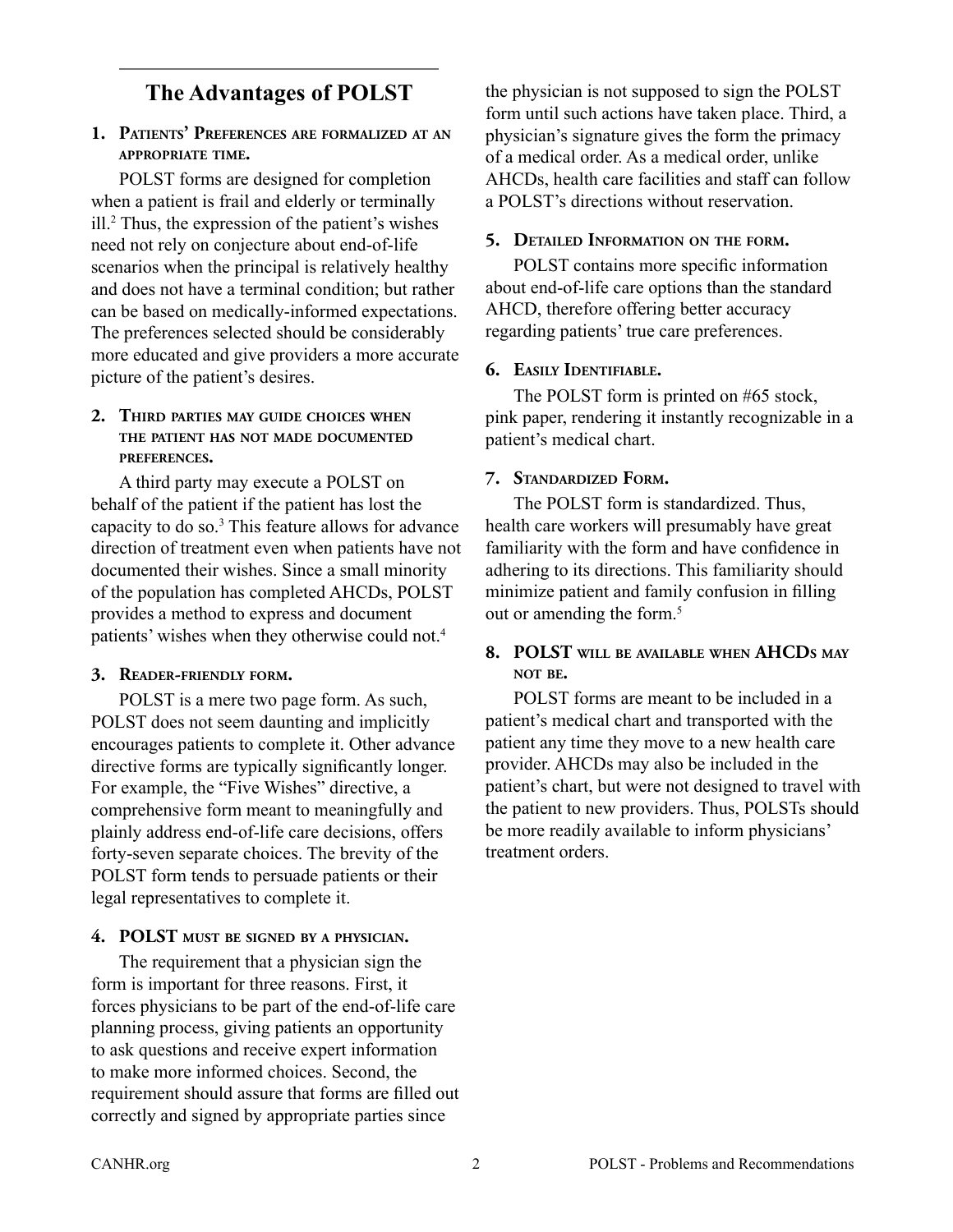## The Advantages of POLST

### 1. Patients' Preferences are formalized at an appropriate time.

POLST forms are designed for completion when a patient is frail and elderly or terminally ill.[2] Thus, the expression of the patient's wishes need not rely on conjecture about end-of-life scenarios when the principal is relatively healthy and does not have a terminal condition; but rather can be based on medically-informed expectations. The preferences selected should be considerably more educated and give providers a more accurate picture of the patient's desires.

### 2. Third parties may guide choices when the patient has not made documented preferences.

A third party may execute a POLST on behalf of the patient if the patient has lost the capacity to do so.[3] This feature allows for advance direction of treatment even when patients have not documented their wishes. Since a small minority of the population has completed AHCDs, POLST provides a method to express and document patients' wishes when they otherwise could not.[4]

### 3. Reader-friendly form.

POLST is a mere two page form. As such, POLST does not seem daunting and implicitly encourages patients to complete it. Other advance directive forms are typically significantly longer. For example, the "Five Wishes" directive, a comprehensive form meant to meaningfully and plainly address end-of-life care decisions, offers forty-seven separate choices. The brevity of the POLST form tends to persuade patients or their legal representatives to complete it.

### 4. POLST must be signed by a physician.

The requirement that a physician sign the form is important for three reasons. First, it forces physicians to be part of the end-of-life care planning process, giving patients an opportunity to ask questions and receive expert information to make more informed choices. Second, the requirement should assure that forms are filled out correctly and signed by appropriate parties since the physician is not supposed to sign the POLST form until such actions have taken place. Third, a physician's signature gives the form the primacy of a medical order. As a medical order, unlike AHCDs, health care facilities and staff can follow a POLST's directions without reservation.

### 5. Detailed Information on the form.

POLST contains more specific information about end-of-life care options than the standard AHCD, therefore offering better accuracy regarding patients' true care preferences.

### 6. Easily Identifiable.

The POLST form is printed on #65 stock, pink paper, rendering it instantly recognizable in a patient's medical chart.

### 7. Standardized Form.

The POLST form is standardized. Thus, health care workers will presumably have great familiarity with the form and have confidence in adhering to its directions. This familiarity should minimize patient and family confusion in filling out or amending the form.[5]

### 8. POLST will be available when AHCDs may not be.

POLST forms are meant to be included in a patient's medical chart and transported with the patient any time they move to a new health care provider. AHCDs may also be included in the patient's chart, but were not designed to travel with the patient to new providers. Thus, POLSTs should be more readily available to inform physicians' treatment orders.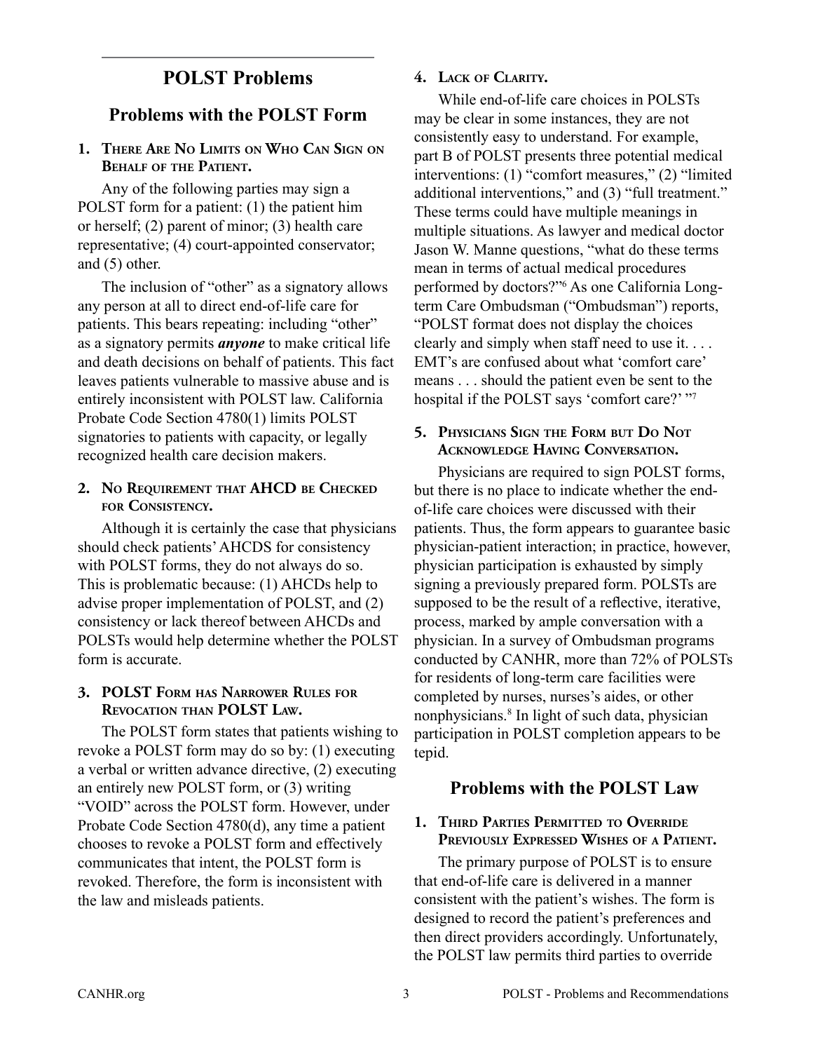## POLST Problems

### Problems with the POLST Form

#### 1. There Are No Limits on Who Can Sign on Behalf of the Patient.

Any of the following parties may sign a POLST form for a patient: (1) the patient him or herself; (2) parent of minor; (3) health care representative; (4) court-appointed conservator; and (5) other.

The inclusion of "other" as a signatory allows any person at all to direct end-of-life care for patients. This bears repeating: including "other" as a signatory permits ***anyone*** to make critical life and death decisions on behalf of patients. This fact leaves patients vulnerable to massive abuse and is entirely inconsistent with POLST law. California Probate Code Section 4780(1) limits POLST signatories to patients with capacity, or legally recognized health care decision makers.

#### 2. No Requirement that AHCD be Checked for Consistency.

Although it is certainly the case that physicians should check patients' AHCDS for consistency with POLST forms, they do not always do so. This is problematic because: (1) AHCDs help to advise proper implementation of POLST, and (2) consistency or lack thereof between AHCDs and POLSTs would help determine whether the POLST form is accurate.

#### 3. POLST Form has Narrower Rules for Revocation than POLST Law.

The POLST form states that patients wishing to revoke a POLST form may do so by: (1) executing a verbal or written advance directive, (2) executing an entirely new POLST form, or (3) writing "VOID" across the POLST form. However, under Probate Code Section 4780(d), any time a patient chooses to revoke a POLST form and effectively communicates that intent, the POLST form is revoked. Therefore, the form is inconsistent with the law and misleads patients.

#### 4. Lack of Clarity.

While end-of-life care choices in POLSTs may be clear in some instances, they are not consistently easy to understand. For example, part B of POLST presents three potential medical interventions: (1) "comfort measures," (2) "limited additional interventions," and (3) "full treatment." These terms could have multiple meanings in multiple situations. As lawyer and medical doctor Jason W. Manne questions, "what do these terms mean in terms of actual medical procedures performed by doctors?"[6] As one California Long-term Care Ombudsman ("Ombudsman") reports, "POLST format does not display the choices clearly and simply when staff need to use it. . . . EMT's are confused about what 'comfort care' means . . . should the patient even be sent to the hospital if the POLST says 'comfort care?' "[7]

#### 5. Physicians Sign the Form but Do Not Acknowledge Having Conversation.

Physicians are required to sign POLST forms, but there is no place to indicate whether the end-of-life care choices were discussed with their patients. Thus, the form appears to guarantee basic physician-patient interaction; in practice, however, physician participation is exhausted by simply signing a previously prepared form. POLSTs are supposed to be the result of a reflective, iterative, process, marked by ample conversation with a physician. In a survey of Ombudsman programs conducted by CANHR, more than 72% of POLSTs for residents of long-term care facilities were completed by nurses, nurses's aides, or other nonphysicians.[8] In light of such data, physician participation in POLST completion appears to be tepid.

### Problems with the POLST Law

#### 1. Third Parties Permitted to Override Previously Expressed Wishes of a Patient.

The primary purpose of POLST is to ensure that end-of-life care is delivered in a manner consistent with the patient's wishes. The form is designed to record the patient's preferences and then direct providers accordingly. Unfortunately, the POLST law permits third parties to override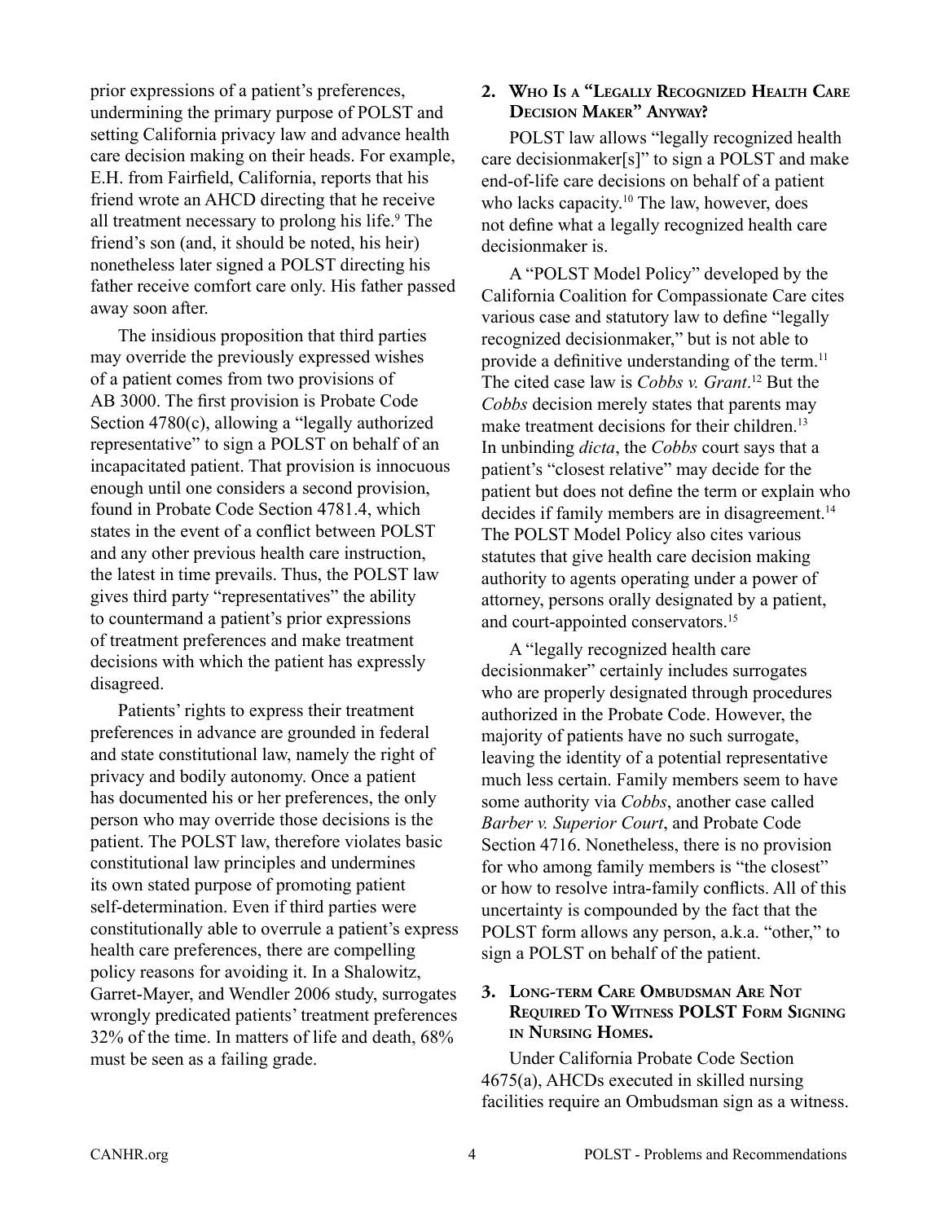prior expressions of a patient's preferences, undermining the primary purpose of POLST and setting California privacy law and advance health care decision making on their heads. For example, E.H. from Fairfield, California, reports that his friend wrote an AHCD directing that he receive all treatment necessary to prolong his life.[9] The friend's son (and, it should be noted, his heir) nonetheless later signed a POLST directing his father receive comfort care only. His father passed away soon after.

The insidious proposition that third parties may override the previously expressed wishes of a patient comes from two provisions of AB 3000. The first provision is Probate Code Section 4780(c), allowing a "legally authorized representative" to sign a POLST on behalf of an incapacitated patient. That provision is innocuous enough until one considers a second provision, found in Probate Code Section 4781.4, which states in the event of a conflict between POLST and any other previous health care instruction, the latest in time prevails. Thus, the POLST law gives third party "representatives" the ability to countermand a patient's prior expressions of treatment preferences and make treatment decisions with which the patient has expressly disagreed.

Patients' rights to express their treatment preferences in advance are grounded in federal and state constitutional law, namely the right of privacy and bodily autonomy. Once a patient has documented his or her preferences, the only person who may override those decisions is the patient. The POLST law, therefore violates basic constitutional law principles and undermines its own stated purpose of promoting patient self-determination. Even if third parties were constitutionally able to overrule a patient's express health care preferences, there are compelling policy reasons for avoiding it. In a Shalowitz, Garret-Mayer, and Wendler 2006 study, surrogates wrongly predicated patients' treatment preferences 32% of the time. In matters of life and death, 68% must be seen as a failing grade.

## 2. Who Is a "Legally Recognized Health Care Decision Maker" Anyway?

POLST law allows "legally recognized health care decisionmaker[s]" to sign a POLST and make end-of-life care decisions on behalf of a patient who lacks capacity.[10] The law, however, does not define what a legally recognized health care decisionmaker is.

A "POLST Model Policy" developed by the California Coalition for Compassionate Care cites various case and statutory law to define "legally recognized decisionmaker," but is not able to provide a definitive understanding of the term.[11] The cited case law is *Cobbs v. Grant*.[12] But the *Cobbs* decision merely states that parents may make treatment decisions for their children.[13] In unbinding *dicta*, the *Cobbs* court says that a patient's "closest relative" may decide for the patient but does not define the term or explain who decides if family members are in disagreement.[14] The POLST Model Policy also cites various statutes that give health care decision making authority to agents operating under a power of attorney, persons orally designated by a patient, and court-appointed conservators.[15]

A "legally recognized health care decisionmaker" certainly includes surrogates who are properly designated through procedures authorized in the Probate Code. However, the majority of patients have no such surrogate, leaving the identity of a potential representative much less certain. Family members seem to have some authority via *Cobbs*, another case called *Barber v. Superior Court*, and Probate Code Section 4716. Nonetheless, there is no provision for who among family members is "the closest" or how to resolve intra-family conflicts. All of this uncertainty is compounded by the fact that the POLST form allows any person, a.k.a. "other," to sign a POLST on behalf of the patient.

## 3. Long-term Care Ombudsman Are Not Required To Witness POLST Form Signing in Nursing Homes.

Under California Probate Code Section 4675(a), AHCDs executed in skilled nursing facilities require an Ombudsman sign as a witness.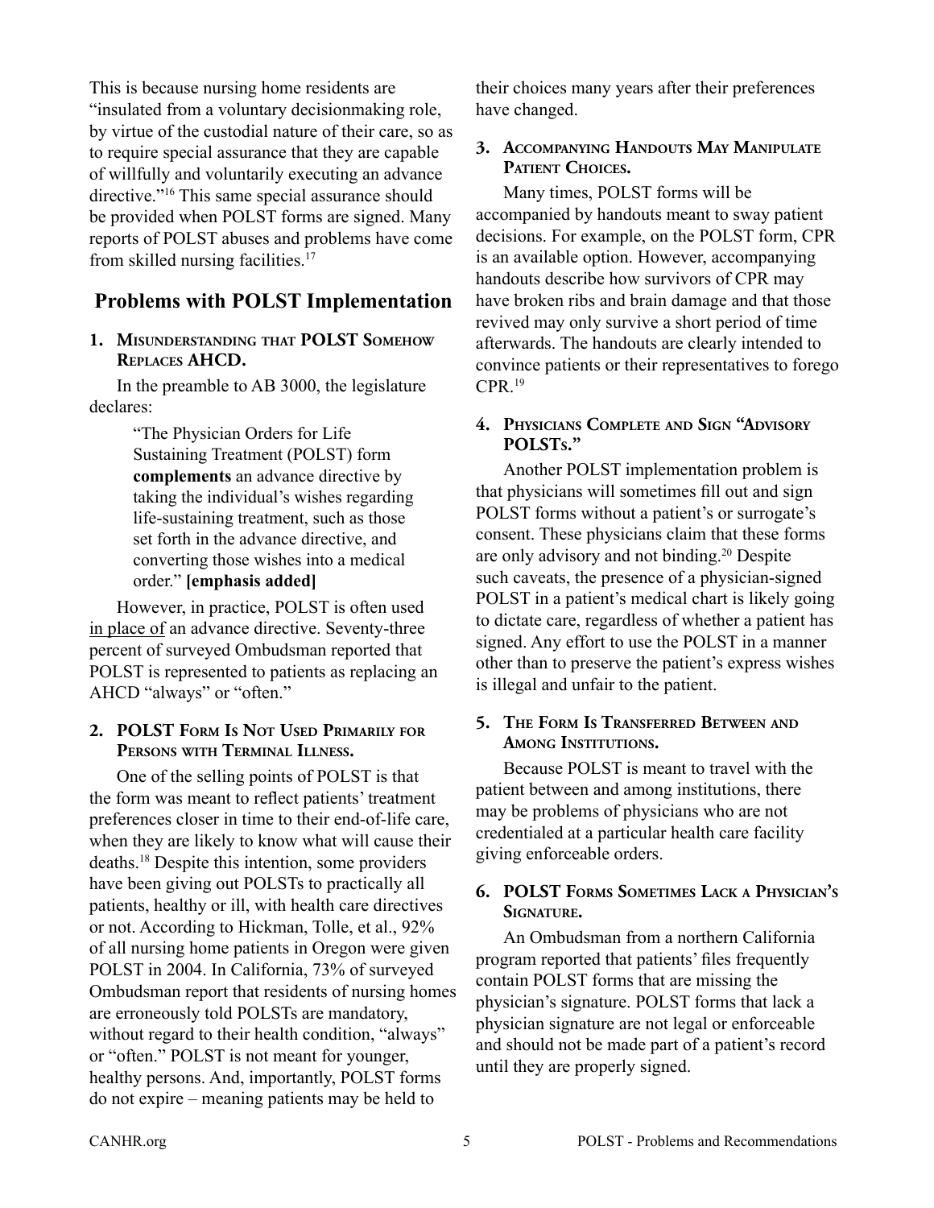This is because nursing home residents are "insulated from a voluntary decisionmaking role, by virtue of the custodial nature of their care, so as to require special assurance that they are capable of willfully and voluntarily executing an advance directive."[16] This same special assurance should be provided when POLST forms are signed. Many reports of POLST abuses and problems have come from skilled nursing facilities.[17]

## Problems with POLST Implementation

### 1. Misunderstanding that POLST Somehow Replaces AHCD.

In the preamble to AB 3000, the legislature declares:

> "The Physician Orders for Life Sustaining Treatment (POLST) form **complements** an advance directive by taking the individual's wishes regarding life-sustaining treatment, such as those set forth in the advance directive, and converting those wishes into a medical order." **[emphasis added]**

However, in practice, POLST is often used <u>in place of</u> an advance directive. Seventy-three percent of surveyed Ombudsman reported that POLST is represented to patients as replacing an AHCD "always" or "often."

### 2. POLST Form Is Not Used Primarily for Persons with Terminal Illness.

One of the selling points of POLST is that the form was meant to reflect patients' treatment preferences closer in time to their end-of-life care, when they are likely to know what will cause their deaths.[18] Despite this intention, some providers have been giving out POLSTs to practically all patients, healthy or ill, with health care directives or not. According to Hickman, Tolle, et al., 92% of all nursing home patients in Oregon were given POLST in 2004. In California, 73% of surveyed Ombudsman report that residents of nursing homes are erroneously told POLSTs are mandatory, without regard to their health condition, "always" or "often." POLST is not meant for younger, healthy persons. And, importantly, POLST forms do not expire – meaning patients may be held to their choices many years after their preferences have changed.

### 3. Accompanying Handouts May Manipulate Patient Choices.

Many times, POLST forms will be accompanied by handouts meant to sway patient decisions. For example, on the POLST form, CPR is an available option. However, accompanying handouts describe how survivors of CPR may have broken ribs and brain damage and that those revived may only survive a short period of time afterwards. The handouts are clearly intended to convince patients or their representatives to forego CPR.[19]

### 4. Physicians Complete and Sign "Advisory POLSTs."

Another POLST implementation problem is that physicians will sometimes fill out and sign POLST forms without a patient's or surrogate's consent. These physicians claim that these forms are only advisory and not binding.[20] Despite such caveats, the presence of a physician-signed POLST in a patient's medical chart is likely going to dictate care, regardless of whether a patient has signed. Any effort to use the POLST in a manner other than to preserve the patient's express wishes is illegal and unfair to the patient.

### 5. The Form Is Transferred Between and Among Institutions.

Because POLST is meant to travel with the patient between and among institutions, there may be problems of physicians who are not credentialed at a particular health care facility giving enforceable orders.

### 6. POLST Forms Sometimes Lack a Physician's Signature.

An Ombudsman from a northern California program reported that patients' files frequently contain POLST forms that are missing the physician's signature. POLST forms that lack a physician signature are not legal or enforceable and should not be made part of a patient's record until they are properly signed.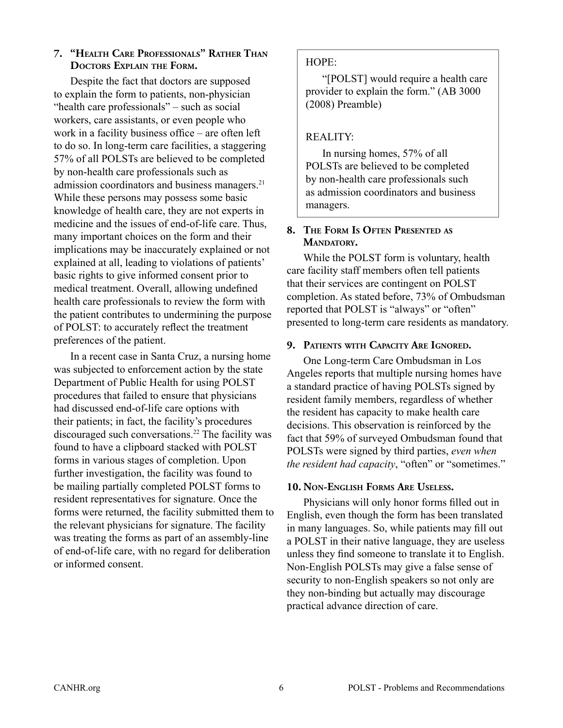### 7. "Health Care Professionals" Rather Than Doctors Explain the Form.

Despite the fact that doctors are supposed to explain the form to patients, non-physician "health care professionals" – such as social workers, care assistants, or even people who work in a facility business office – are often left to do so. In long-term care facilities, a staggering 57% of all POLSTs are believed to be completed by non-health care professionals such as admission coordinators and business managers.[21] While these persons may possess some basic knowledge of health care, they are not experts in medicine and the issues of end-of-life care. Thus, many important choices on the form and their implications may be inaccurately explained or not explained at all, leading to violations of patients' basic rights to give informed consent prior to medical treatment. Overall, allowing undefined health care professionals to review the form with the patient contributes to undermining the purpose of POLST: to accurately reflect the treatment preferences of the patient.

In a recent case in Santa Cruz, a nursing home was subjected to enforcement action by the state Department of Public Health for using POLST procedures that failed to ensure that physicians had discussed end-of-life care options with their patients; in fact, the facility's procedures discouraged such conversations.[22] The facility was found to have a clipboard stacked with POLST forms in various stages of completion. Upon further investigation, the facility was found to be mailing partially completed POLST forms to resident representatives for signature. Once the forms were returned, the facility submitted them to the relevant physicians for signature. The facility was treating the forms as part of an assembly-line of end-of-life care, with no regard for deliberation or informed consent.

> HOPE:
>
> "[POLST] would require a health care provider to explain the form." (AB 3000 (2008) Preamble)
>
> REALITY:
>
> In nursing homes, 57% of all POLSTs are believed to be completed by non-health care professionals such as admission coordinators and business managers.

### 8. The Form Is Often Presented as Mandatory.

While the POLST form is voluntary, health care facility staff members often tell patients that their services are contingent on POLST completion. As stated before, 73% of Ombudsman reported that POLST is "always" or "often" presented to long-term care residents as mandatory.

### 9. Patients with Capacity Are Ignored.

One Long-term Care Ombudsman in Los Angeles reports that multiple nursing homes have a standard practice of having POLSTs signed by resident family members, regardless of whether the resident has capacity to make health care decisions. This observation is reinforced by the fact that 59% of surveyed Ombudsman found that POLSTs were signed by third parties, *even when the resident had capacity*, "often" or "sometimes."

### 10. Non-English Forms Are Useless.

Physicians will only honor forms filled out in English, even though the form has been translated in many languages. So, while patients may fill out a POLST in their native language, they are useless unless they find someone to translate it to English. Non-English POLSTs may give a false sense of security to non-English speakers so not only are they non-binding but actually may discourage practical advance direction of care.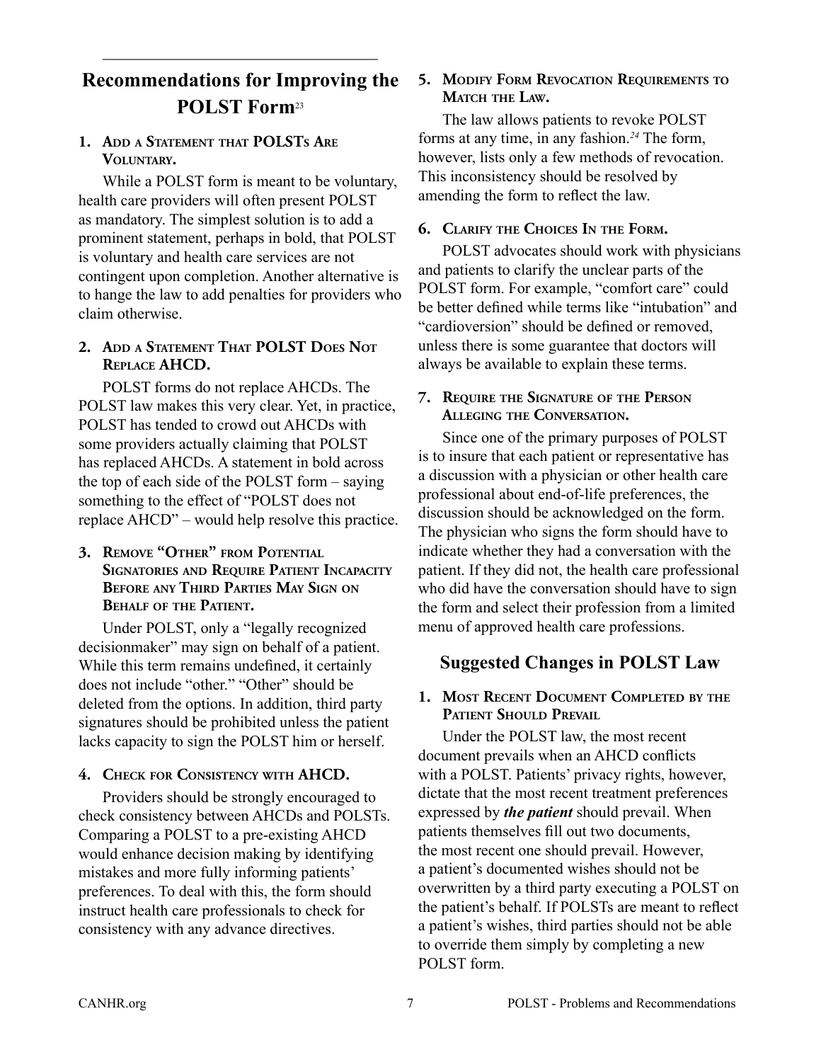## Recommendations for Improving the POLST Form[23]

### 1. Add a Statement that POLSTs Are Voluntary.

While a POLST form is meant to be voluntary, health care providers will often present POLST as mandatory. The simplest solution is to add a prominent statement, perhaps in bold, that POLST is voluntary and health care services are not contingent upon completion. Another alternative is to hange the law to add penalties for providers who claim otherwise.

### 2. Add a Statement That POLST Does Not Replace AHCD.

POLST forms do not replace AHCDs. The POLST law makes this very clear. Yet, in practice, POLST has tended to crowd out AHCDs with some providers actually claiming that POLST has replaced AHCDs. A statement in bold across the top of each side of the POLST form – saying something to the effect of "POLST does not replace AHCD" – would help resolve this practice.

### 3. Remove "Other" from Potential Signatories and Require Patient Incapacity Before any Third Parties May Sign on Behalf of the Patient.

Under POLST, only a "legally recognized decisionmaker" may sign on behalf of a patient. While this term remains undefined, it certainly does not include "other." "Other" should be deleted from the options. In addition, third party signatures should be prohibited unless the patient lacks capacity to sign the POLST him or herself.

### 4. Check for Consistency with AHCD.

Providers should be strongly encouraged to check consistency between AHCDs and POLSTs. Comparing a POLST to a pre-existing AHCD would enhance decision making by identifying mistakes and more fully informing patients' preferences. To deal with this, the form should instruct health care professionals to check for consistency with any advance directives.

### 5. Modify Form Revocation Requirements to Match the Law.

The law allows patients to revoke POLST forms at any time, in any fashion.[24] The form, however, lists only a few methods of revocation. This inconsistency should be resolved by amending the form to reflect the law.

### 6. Clarify the Choices In the Form.

POLST advocates should work with physicians and patients to clarify the unclear parts of the POLST form. For example, "comfort care" could be better defined while terms like "intubation" and "cardioversion" should be defined or removed, unless there is some guarantee that doctors will always be available to explain these terms.

### 7. Require the Signature of the Person Alleging the Conversation.

Since one of the primary purposes of POLST is to insure that each patient or representative has a discussion with a physician or other health care professional about end-of-life preferences, the discussion should be acknowledged on the form. The physician who signs the form should have to indicate whether they had a conversation with the patient. If they did not, the health care professional who did have the conversation should have to sign the form and select their profession from a limited menu of approved health care professions.

## Suggested Changes in POLST Law

### 1. Most Recent Document Completed by the Patient Should Prevail

Under the POLST law, the most recent document prevails when an AHCD conflicts with a POLST. Patients' privacy rights, however, dictate that the most recent treatment preferences expressed by ***the patient*** should prevail. When patients themselves fill out two documents, the most recent one should prevail. However, a patient's documented wishes should not be overwritten by a third party executing a POLST on the patient's behalf. If POLSTs are meant to reflect a patient's wishes, third parties should not be able to override them simply by completing a new POLST form.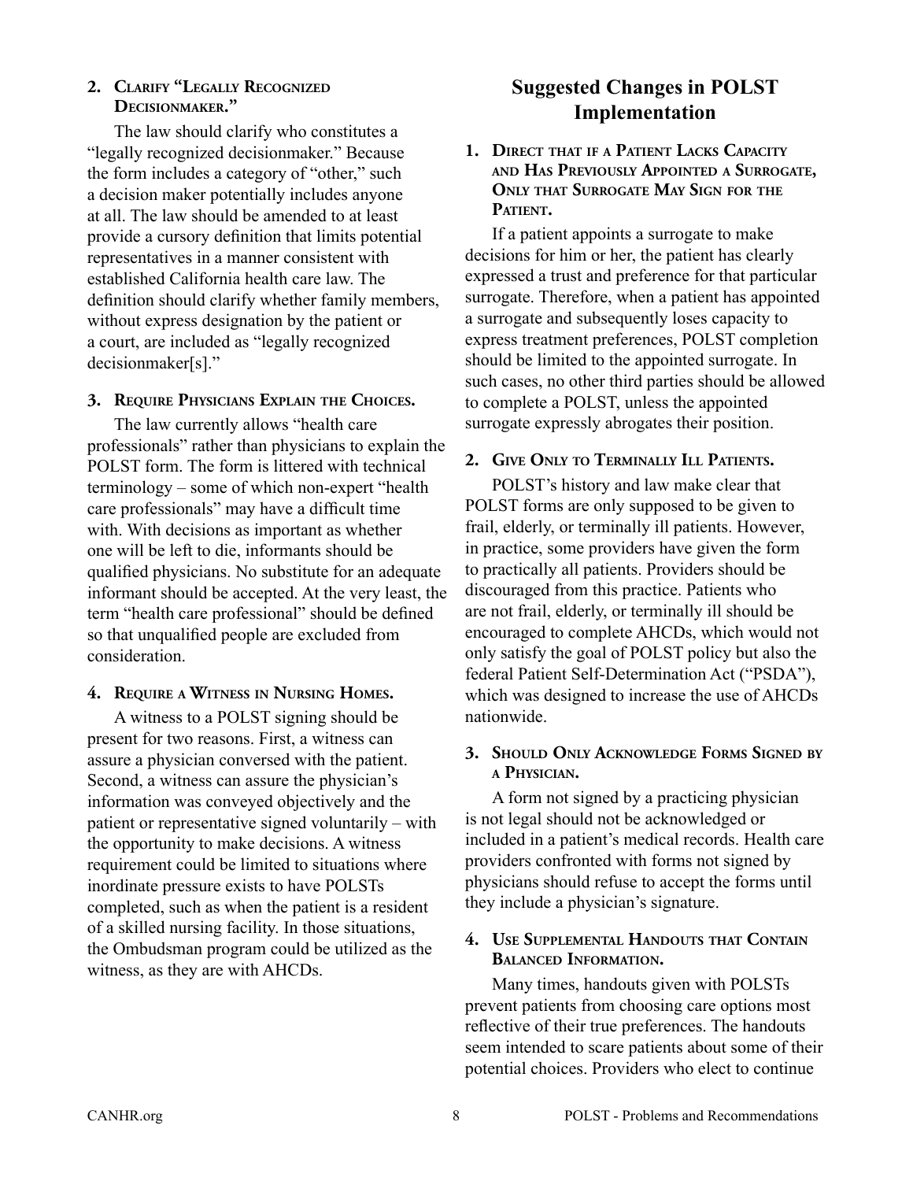**2. Clarify "Legally Recognized Decisionmaker."**

The law should clarify who constitutes a "legally recognized decisionmaker." Because the form includes a category of "other," such a decision maker potentially includes anyone at all. The law should be amended to at least provide a cursory definition that limits potential representatives in a manner consistent with established California health care law. The definition should clarify whether family members, without express designation by the patient or a court, are included as "legally recognized decisionmaker[s]."

**3. Require Physicians Explain the Choices.**

The law currently allows "health care professionals" rather than physicians to explain the POLST form. The form is littered with technical terminology – some of which non-expert "health care professionals" may have a difficult time with. With decisions as important as whether one will be left to die, informants should be qualified physicians. No substitute for an adequate informant should be accepted. At the very least, the term "health care professional" should be defined so that unqualified people are excluded from consideration.

**4. Require a Witness in Nursing Homes.**

A witness to a POLST signing should be present for two reasons. First, a witness can assure a physician conversed with the patient. Second, a witness can assure the physician's information was conveyed objectively and the patient or representative signed voluntarily – with the opportunity to make decisions. A witness requirement could be limited to situations where inordinate pressure exists to have POLSTs completed, such as when the patient is a resident of a skilled nursing facility. In those situations, the Ombudsman program could be utilized as the witness, as they are with AHCDs.

## Suggested Changes in POLST Implementation

**1. Direct that if a Patient Lacks Capacity and Has Previously Appointed a Surrogate, Only that Surrogate May Sign for the Patient.**

If a patient appoints a surrogate to make decisions for him or her, the patient has clearly expressed a trust and preference for that particular surrogate. Therefore, when a patient has appointed a surrogate and subsequently loses capacity to express treatment preferences, POLST completion should be limited to the appointed surrogate. In such cases, no other third parties should be allowed to complete a POLST, unless the appointed surrogate expressly abrogates their position.

**2. Give Only to Terminally Ill Patients.**

POLST's history and law make clear that POLST forms are only supposed to be given to frail, elderly, or terminally ill patients. However, in practice, some providers have given the form to practically all patients. Providers should be discouraged from this practice. Patients who are not frail, elderly, or terminally ill should be encouraged to complete AHCDs, which would not only satisfy the goal of POLST policy but also the federal Patient Self-Determination Act ("PSDA"), which was designed to increase the use of AHCDs nationwide.

**3. Should Only Acknowledge Forms Signed by a Physician.**

A form not signed by a practicing physician is not legal should not be acknowledged or included in a patient's medical records. Health care providers confronted with forms not signed by physicians should refuse to accept the forms until they include a physician's signature.

**4. Use Supplemental Handouts that Contain Balanced Information.**

Many times, handouts given with POLSTs prevent patients from choosing care options most reflective of their true preferences. The handouts seem intended to scare patients about some of their potential choices. Providers who elect to continue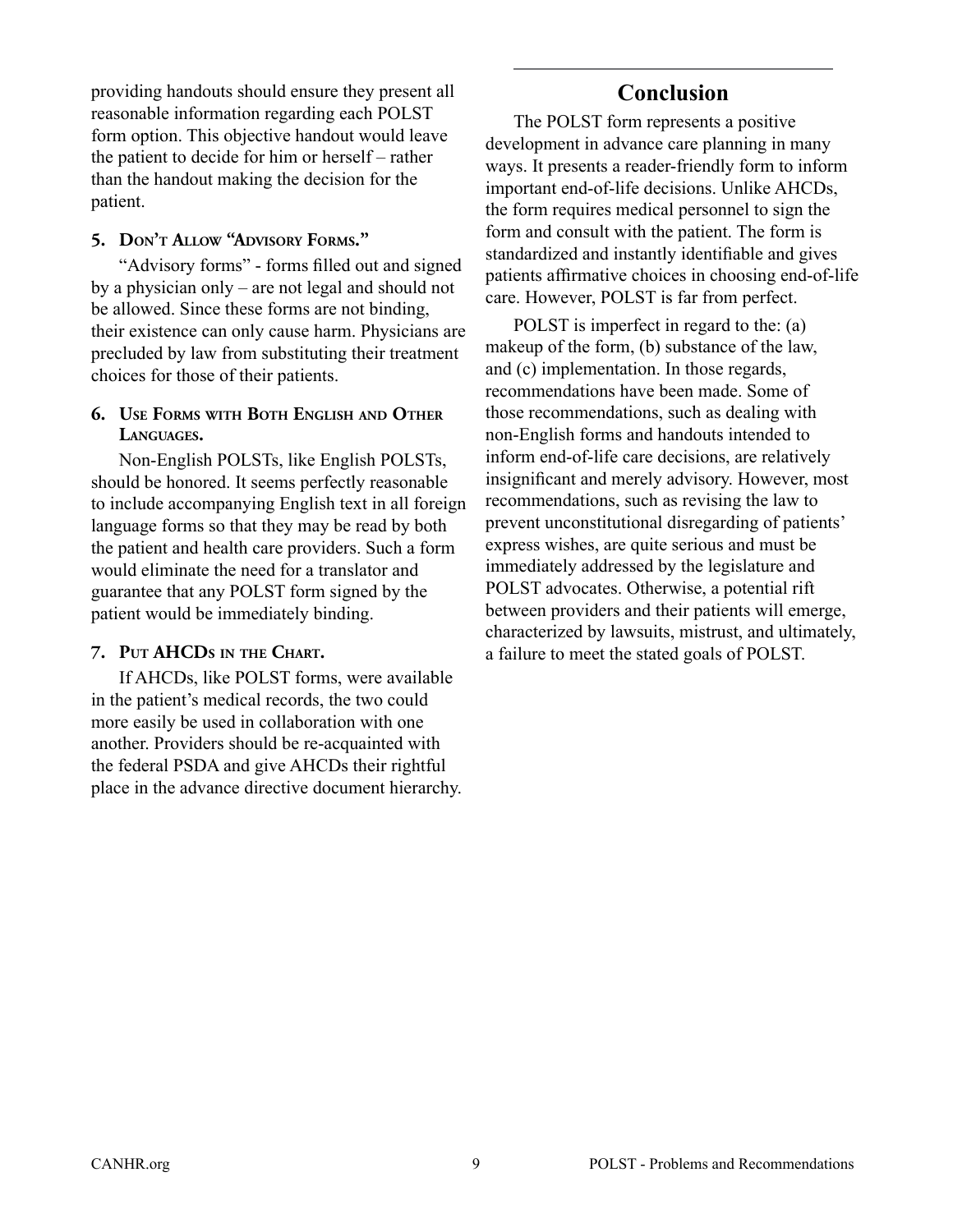providing handouts should ensure they present all reasonable information regarding each POLST form option. This objective handout would leave the patient to decide for him or herself – rather than the handout making the decision for the patient.

### 5. Don't Allow "Advisory Forms."

"Advisory forms" - forms filled out and signed by a physician only – are not legal and should not be allowed. Since these forms are not binding, their existence can only cause harm. Physicians are precluded by law from substituting their treatment choices for those of their patients.

### 6. Use Forms with Both English and Other Languages.

Non-English POLSTs, like English POLSTs, should be honored. It seems perfectly reasonable to include accompanying English text in all foreign language forms so that they may be read by both the patient and health care providers. Such a form would eliminate the need for a translator and guarantee that any POLST form signed by the patient would be immediately binding.

### 7. Put AHCDs in the Chart.

If AHCDs, like POLST forms, were available in the patient's medical records, the two could more easily be used in collaboration with one another. Providers should be re-acquainted with the federal PSDA and give AHCDs their rightful place in the advance directive document hierarchy.

## Conclusion

The POLST form represents a positive development in advance care planning in many ways. It presents a reader-friendly form to inform important end-of-life decisions. Unlike AHCDs, the form requires medical personnel to sign the form and consult with the patient. The form is standardized and instantly identifiable and gives patients affirmative choices in choosing end-of-life care. However, POLST is far from perfect.

POLST is imperfect in regard to the: (a) makeup of the form, (b) substance of the law, and (c) implementation. In those regards, recommendations have been made. Some of those recommendations, such as dealing with non-English forms and handouts intended to inform end-of-life care decisions, are relatively insignificant and merely advisory. However, most recommendations, such as revising the law to prevent unconstitutional disregarding of patients' express wishes, are quite serious and must be immediately addressed by the legislature and POLST advocates. Otherwise, a potential rift between providers and their patients will emerge, characterized by lawsuits, mistrust, and ultimately, a failure to meet the stated goals of POLST.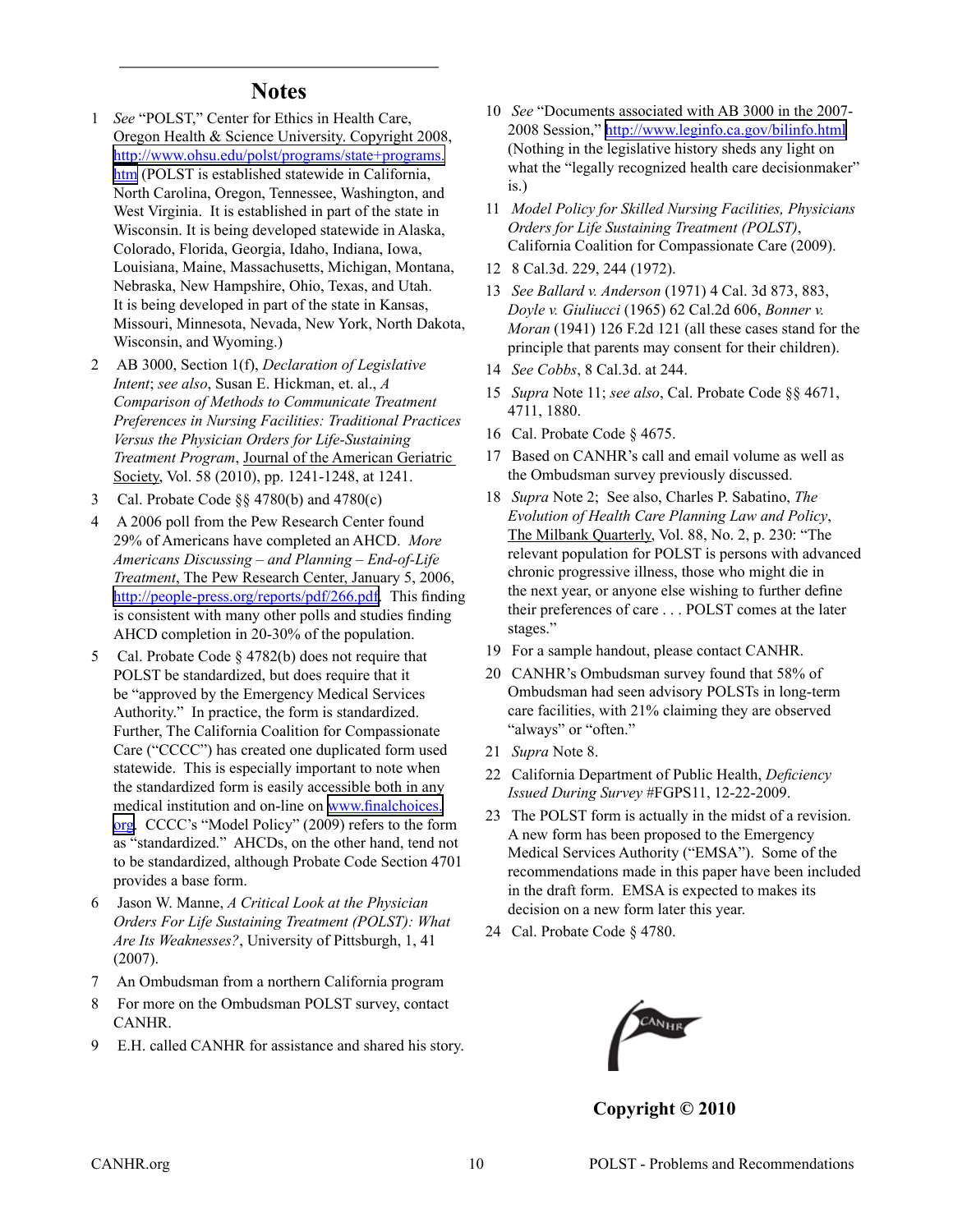## Notes

1. *See* "POLST," Center for Ethics in Health Care, Oregon Health & Science University. Copyright 2008, http://www.ohsu.edu/polst/programs/state+programs.htm (POLST is established statewide in California, North Carolina, Oregon, Tennessee, Washington, and West Virginia. It is established in part of the state in Wisconsin. It is being developed statewide in Alaska, Colorado, Florida, Georgia, Idaho, Indiana, Iowa, Louisiana, Maine, Massachusetts, Michigan, Montana, Nebraska, New Hampshire, Ohio, Texas, and Utah. It is being developed in part of the state in Kansas, Missouri, Minnesota, Nevada, New York, North Dakota, Wisconsin, and Wyoming.)
2. AB 3000, Section 1(f), *Declaration of Legislative Intent*; *see also*, Susan E. Hickman, et. al., *A Comparison of Methods to Communicate Treatment Preferences in Nursing Facilities: Traditional Practices Versus the Physician Orders for Life-Sustaining Treatment Program*, Journal of the American Geriatric Society, Vol. 58 (2010), pp. 1241-1248, at 1241.
3. Cal. Probate Code §§ 4780(b) and 4780(c)
4. A 2006 poll from the Pew Research Center found 29% of Americans have completed an AHCD. *More Americans Discussing – and Planning – End-of-Life Treatment*, The Pew Research Center, January 5, 2006, http://people-press.org/reports/pdf/266.pdf. This finding is consistent with many other polls and studies finding AHCD completion in 20-30% of the population.
5. Cal. Probate Code § 4782(b) does not require that POLST be standardized, but does require that it be "approved by the Emergency Medical Services Authority." In practice, the form is standardized. Further, The California Coalition for Compassionate Care ("CCCC") has created one duplicated form used statewide. This is especially important to note when the standardized form is easily accessible both in any medical institution and on-line on www.finalchoices.org. CCCC's "Model Policy" (2009) refers to the form as "standardized." AHCDs, on the other hand, tend not to be standardized, although Probate Code Section 4701 provides a base form.
6. Jason W. Manne, *A Critical Look at the Physician Orders For Life Sustaining Treatment (POLST): What Are Its Weaknesses?*, University of Pittsburgh, 1, 41 (2007).
7. An Ombudsman from a northern California program
8. For more on the Ombudsman POLST survey, contact CANHR.
9. E.H. called CANHR for assistance and shared his story.
10. *See* "Documents associated with AB 3000 in the 2007-2008 Session," http://www.leginfo.ca.gov/bilinfo.html (Nothing in the legislative history sheds any light on what the "legally recognized health care decisionmaker" is.)
11. *Model Policy for Skilled Nursing Facilities, Physicians Orders for Life Sustaining Treatment (POLST)*, California Coalition for Compassionate Care (2009).
12. 8 Cal.3d. 229, 244 (1972).
13. *See Ballard v. Anderson* (1971) 4 Cal. 3d 873, 883, *Doyle v. Giuliucci* (1965) 62 Cal.2d 606, *Bonner v. Moran* (1941) 126 F.2d 121 (all these cases stand for the principle that parents may consent for their children).
14. *See Cobbs*, 8 Cal.3d. at 244.
15. *Supra* Note 11; *see also*, Cal. Probate Code §§ 4671, 4711, 1880.
16. Cal. Probate Code § 4675.
17. Based on CANHR's call and email volume as well as the Ombudsman survey previously discussed.
18. *Supra* Note 2; See also, Charles P. Sabatino, *The Evolution of Health Care Planning Law and Policy*, The Milbank Quarterly, Vol. 88, No. 2, p. 230: "The relevant population for POLST is persons with advanced chronic progressive illness, those who might die in the next year, or anyone else wishing to further define their preferences of care . . . POLST comes at the later stages."
19. For a sample handout, please contact CANHR.
20. CANHR's Ombudsman survey found that 58% of Ombudsman had seen advisory POLSTs in long-term care facilities, with 21% claiming they are observed "always" or "often."
21. *Supra* Note 8.
22. California Department of Public Health, *Deficiency Issued During Survey* #FGPS11, 12-22-2009.
23. The POLST form is actually in the midst of a revision. A new form has been proposed to the Emergency Medical Services Authority ("EMSA"). Some of the recommendations made in this paper have been included in the draft form. EMSA is expected to makes its decision on a new form later this year.
24. Cal. Probate Code § 4780.

CANHR

**Copyright © 2010**